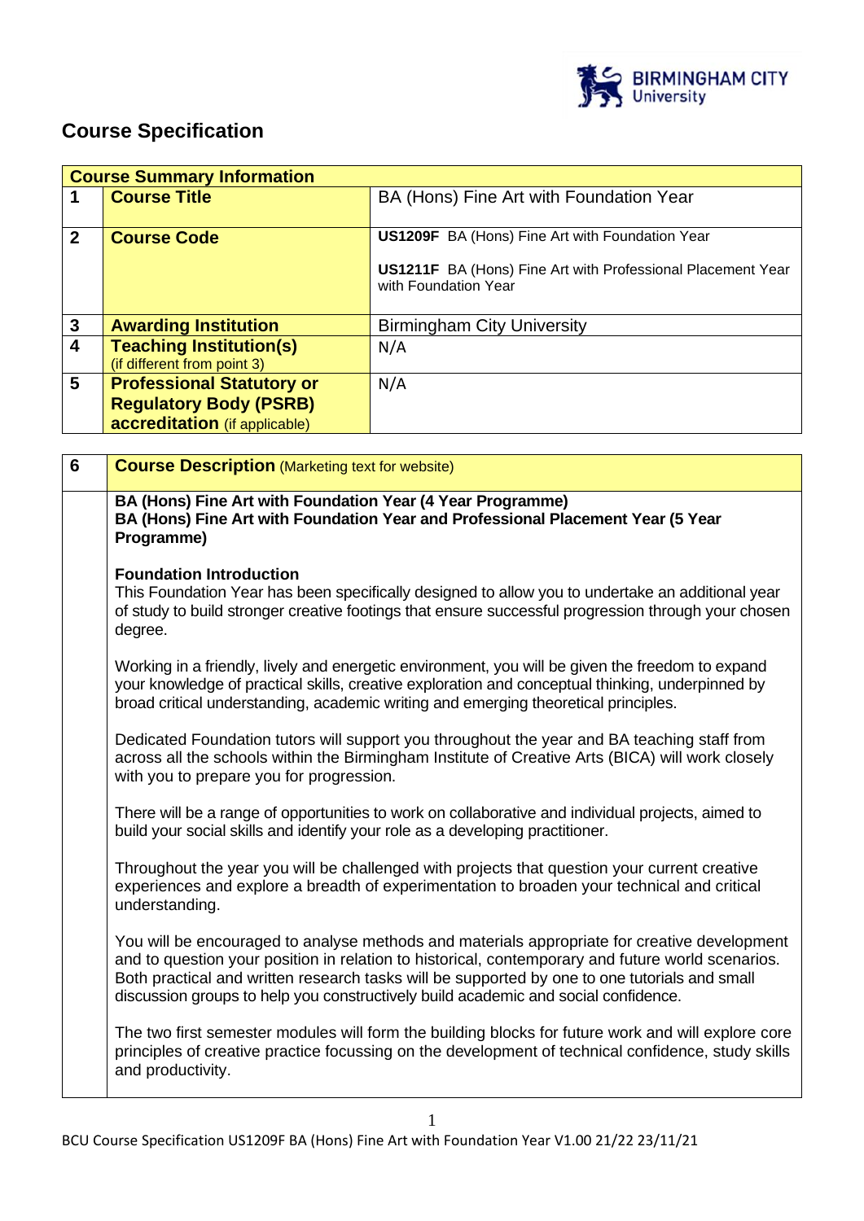## Course Specification

| Course Summary Information | | |
|---|---|---|
| 1 | **Course Title** | BA (Hons) Fine Art with Foundation Year |
| 2 | **Course Code** | **US1209F** BA (Hons) Fine Art with Foundation Year<br><br>**US1211F** BA (Hons) Fine Art with Professional Placement Year with Foundation Year |
| 3 | **Awarding Institution** | Birmingham City University |
| 4 | **Teaching Institution(s)** (if different from point 3) | N/A |
| 5 | **Professional Statutory or Regulatory Body (PSRB) accreditation** (if applicable) | N/A |

| 6 | **Course Description** (Marketing text for website) |
|---|---|
| | **BA (Hons) Fine Art with Foundation Year (4 Year Programme)**<br>**BA (Hons) Fine Art with Foundation Year and Professional Placement Year (5 Year Programme)**<br><br>**Foundation Introduction**<br>This Foundation Year has been specifically designed to allow you to undertake an additional year of study to build stronger creative footings that ensure successful progression through your chosen degree.<br><br>Working in a friendly, lively and energetic environment, you will be given the freedom to expand your knowledge of practical skills, creative exploration and conceptual thinking, underpinned by broad critical understanding, academic writing and emerging theoretical principles.<br><br>Dedicated Foundation tutors will support you throughout the year and BA teaching staff from across all the schools within the Birmingham Institute of Creative Arts (BICA) will work closely with you to prepare you for progression.<br><br>There will be a range of opportunities to work on collaborative and individual projects, aimed to build your social skills and identify your role as a developing practitioner.<br><br>Throughout the year you will be challenged with projects that question your current creative experiences and explore a breadth of experimentation to broaden your technical and critical understanding.<br><br>You will be encouraged to analyse methods and materials appropriate for creative development and to question your position in relation to historical, contemporary and future world scenarios. Both practical and written research tasks will be supported by one to one tutorials and small discussion groups to help you constructively build academic and social confidence.<br><br>The two first semester modules will form the building blocks for future work and will explore core principles of creative practice focussing on the development of technical confidence, study skills and productivity. |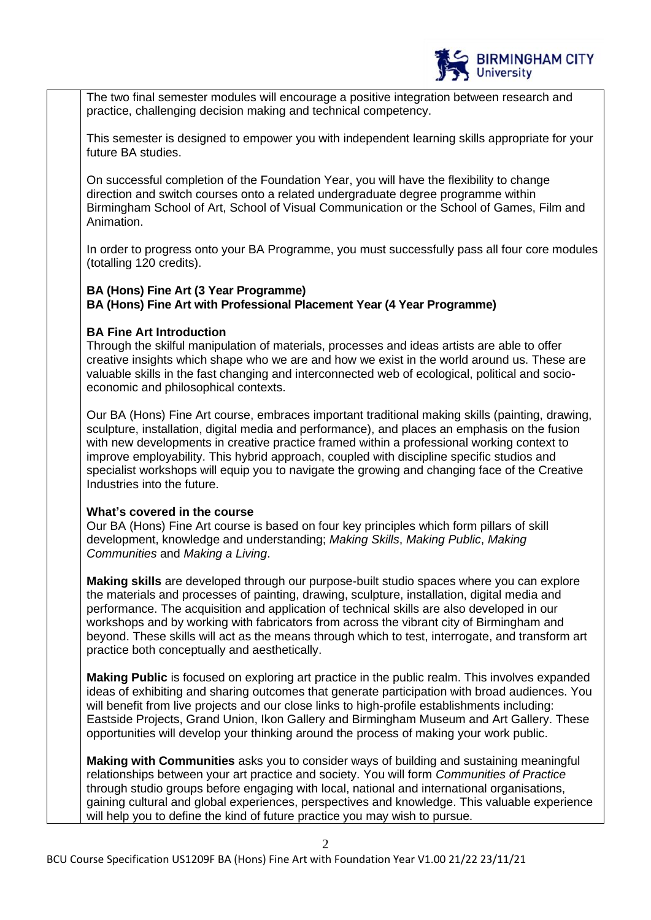The two final semester modules will encourage a positive integration between research and practice, challenging decision making and technical competency.

This semester is designed to empower you with independent learning skills appropriate for your future BA studies.

On successful completion of the Foundation Year, you will have the flexibility to change direction and switch courses onto a related undergraduate degree programme within Birmingham School of Art, School of Visual Communication or the School of Games, Film and Animation.

In order to progress onto your BA Programme, you must successfully pass all four core modules (totalling 120 credits).

**BA (Hons) Fine Art (3 Year Programme)**
**BA (Hons) Fine Art with Professional Placement Year (4 Year Programme)**

**BA Fine Art Introduction**
Through the skilful manipulation of materials, processes and ideas artists are able to offer creative insights which shape who we are and how we exist in the world around us. These are valuable skills in the fast changing and interconnected web of ecological, political and socio-economic and philosophical contexts.

Our BA (Hons) Fine Art course, embraces important traditional making skills (painting, drawing, sculpture, installation, digital media and performance), and places an emphasis on the fusion with new developments in creative practice framed within a professional working context to improve employability. This hybrid approach, coupled with discipline specific studios and specialist workshops will equip you to navigate the growing and changing face of the Creative Industries into the future.

**What's covered in the course**
Our BA (Hons) Fine Art course is based on four key principles which form pillars of skill development, knowledge and understanding; *Making Skills*, *Making Public*, *Making Communities* and *Making a Living*.

**Making skills** are developed through our purpose-built studio spaces where you can explore the materials and processes of painting, drawing, sculpture, installation, digital media and performance. The acquisition and application of technical skills are also developed in our workshops and by working with fabricators from across the vibrant city of Birmingham and beyond. These skills will act as the means through which to test, interrogate, and transform art practice both conceptually and aesthetically.

**Making Public** is focused on exploring art practice in the public realm. This involves expanded ideas of exhibiting and sharing outcomes that generate participation with broad audiences. You will benefit from live projects and our close links to high-profile establishments including: Eastside Projects, Grand Union, Ikon Gallery and Birmingham Museum and Art Gallery. These opportunities will develop your thinking around the process of making your work public.

**Making with Communities** asks you to consider ways of building and sustaining meaningful relationships between your art practice and society. You will form *Communities of Practice* through studio groups before engaging with local, national and international organisations, gaining cultural and global experiences, perspectives and knowledge. This valuable experience will help you to define the kind of future practice you may wish to pursue.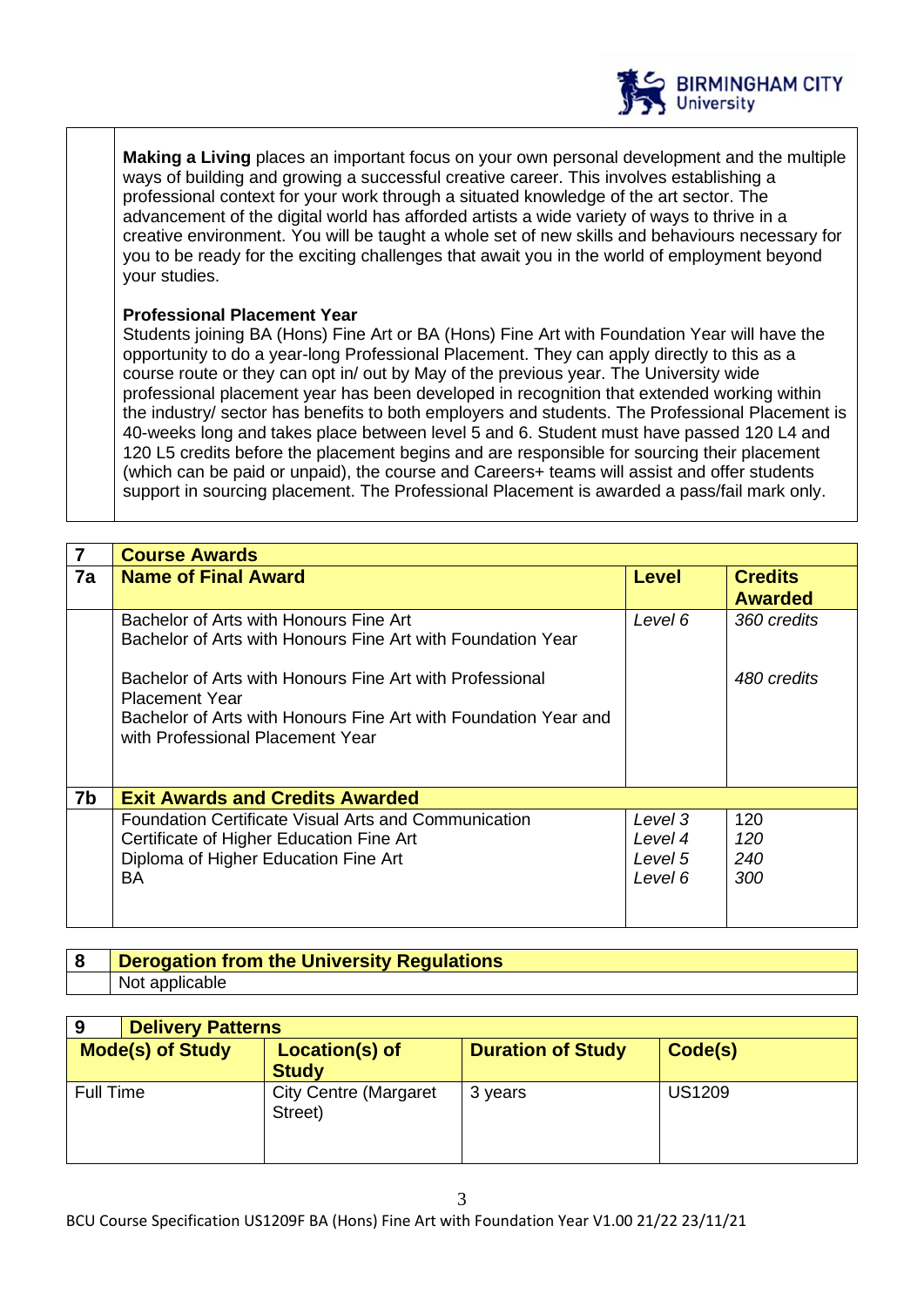**Making a Living** places an important focus on your own personal development and the multiple ways of building and growing a successful creative career. This involves establishing a professional context for your work through a situated knowledge of the art sector. The advancement of the digital world has afforded artists a wide variety of ways to thrive in a creative environment. You will be taught a whole set of new skills and behaviours necessary for you to be ready for the exciting challenges that await you in the world of employment beyond your studies.

**Professional Placement Year**

Students joining BA (Hons) Fine Art or BA (Hons) Fine Art with Foundation Year will have the opportunity to do a year-long Professional Placement. They can apply directly to this as a course route or they can opt in/ out by May of the previous year. The University wide professional placement year has been developed in recognition that extended working within the industry/ sector has benefits to both employers and students. The Professional Placement is 40-weeks long and takes place between level 5 and 6. Student must have passed 120 L4 and 120 L5 credits before the placement begins and are responsible for sourcing their placement (which can be paid or unpaid), the course and Careers+ teams will assist and offer students support in sourcing placement. The Professional Placement is awarded a pass/fail mark only.

| 7 | **Course Awards** | | |
|---|---|---|---|
| **7a** | **Name of Final Award** | **Level** | **Credits Awarded** |
| | Bachelor of Arts with Honours Fine Art<br>Bachelor of Arts with Honours Fine Art with Foundation Year | *Level 6* | *360 credits* |
| | Bachelor of Arts with Honours Fine Art with Professional Placement Year<br>Bachelor of Arts with Honours Fine Art with Foundation Year and with Professional Placement Year | | *480 credits* |
| **7b** | **Exit Awards and Credits Awarded** | | |
| | Foundation Certificate Visual Arts and Communication<br>Certificate of Higher Education Fine Art<br>Diploma of Higher Education Fine Art<br>BA | *Level 3*<br>*Level 4*<br>*Level 5*<br>*Level 6* | 120<br>*120*<br>*240*<br>*300* |

| 8 | **Derogation from the University Regulations** |
|---|---|
| | Not applicable |

| 9 **Delivery Patterns** | | | |
|---|---|---|---|
| **Mode(s) of Study** | **Location(s) of Study** | **Duration of Study** | **Code(s)** |
| Full Time | City Centre (Margaret Street) | 3 years | US1209 |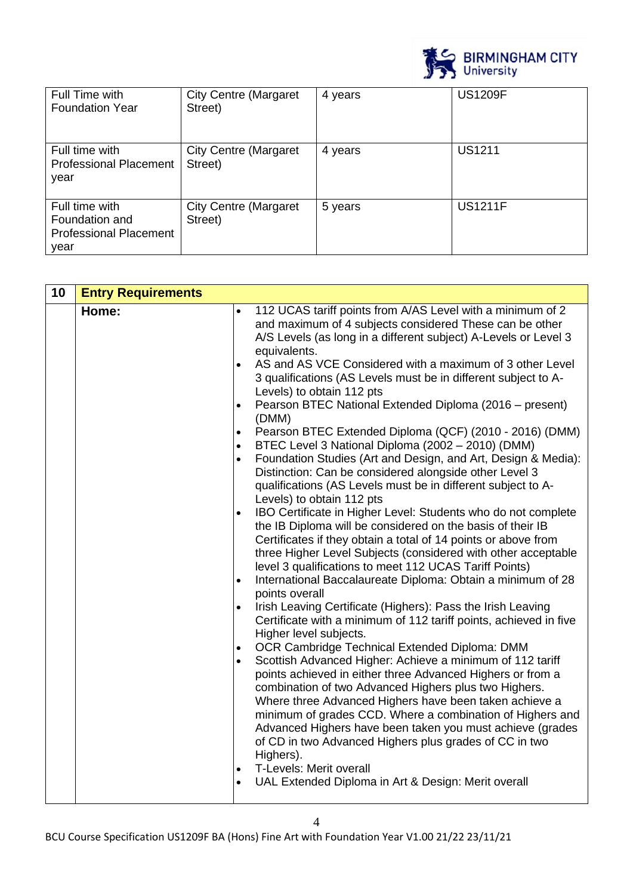| | | | |
|---|---|---|---|
| Full Time with Foundation Year | City Centre (Margaret Street) | 4 years | US1209F |
| Full time with Professional Placement year | City Centre (Margaret Street) | 4 years | US1211 |
| Full time with Foundation and Professional Placement year | City Centre (Margaret Street) | 5 years | US1211F |

| 10 | **Entry Requirements** | |
|---|---|---|
| | **Home:** | • 112 UCAS tariff points from A/AS Level with a minimum of 2 and maximum of 4 subjects considered These can be other A/S Levels (as long in a different subject) A-Levels or Level 3 equivalents.<br>• AS and AS VCE Considered with a maximum of 3 other Level 3 qualifications (AS Levels must be in different subject to A-Levels) to obtain 112 pts<br>• Pearson BTEC National Extended Diploma (2016 – present) (DMM)<br>• Pearson BTEC Extended Diploma (QCF) (2010 - 2016) (DMM)<br>• BTEC Level 3 National Diploma (2002 – 2010) (DMM)<br>• Foundation Studies (Art and Design, and Art, Design & Media): Distinction: Can be considered alongside other Level 3 qualifications (AS Levels must be in different subject to A-Levels) to obtain 112 pts<br>• IBO Certificate in Higher Level: Students who do not complete the IB Diploma will be considered on the basis of their IB Certificates if they obtain a total of 14 points or above from three Higher Level Subjects (considered with other acceptable level 3 qualifications to meet 112 UCAS Tariff Points)<br>• International Baccalaureate Diploma: Obtain a minimum of 28 points overall<br>• Irish Leaving Certificate (Highers): Pass the Irish Leaving Certificate with a minimum of 112 tariff points, achieved in five Higher level subjects.<br>• OCR Cambridge Technical Extended Diploma: DMM<br>• Scottish Advanced Higher: Achieve a minimum of 112 tariff points achieved in either three Advanced Highers or from a combination of two Advanced Highers plus two Highers. Where three Advanced Highers have been taken achieve a minimum of grades CCD. Where a combination of Highers and Advanced Highers have been taken you must achieve (grades of CD in two Advanced Highers plus grades of CC in two Highers).<br>• T-Levels: Merit overall<br>• UAL Extended Diploma in Art & Design: Merit overall |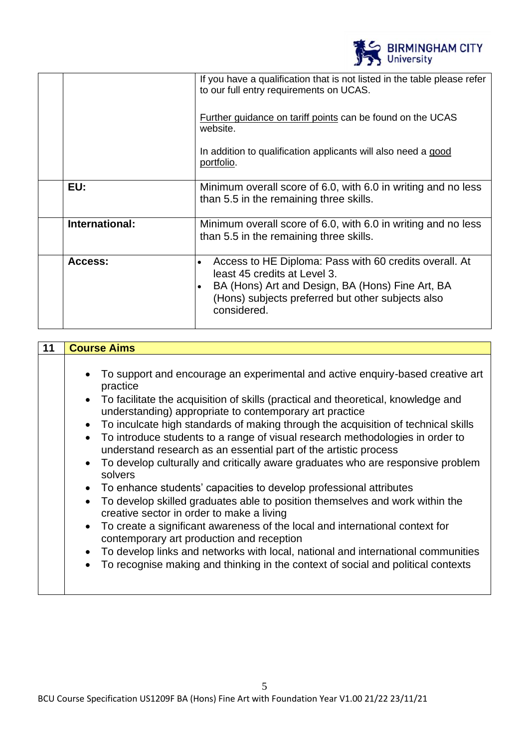| | | |
|---|---|---|
| | | If you have a qualification that is not listed in the table please refer to our full entry requirements on UCAS.<br><br>Further guidance on tariff points can be found on the UCAS website.<br><br>In addition to qualification applicants will also need a good portfolio. |
| | **EU:** | Minimum overall score of 6.0, with 6.0 in writing and no less than 5.5 in the remaining three skills. |
| | **International:** | Minimum overall score of 6.0, with 6.0 in writing and no less than 5.5 in the remaining three skills. |
| | **Access:** | • Access to HE Diploma: Pass with 60 credits overall. At least 45 credits at Level 3.<br>• BA (Hons) Art and Design, BA (Hons) Fine Art, BA (Hons) subjects preferred but other subjects also considered. |

| 11 | Course Aims |
|---|---|
| | • To support and encourage an experimental and active enquiry-based creative art practice<br>• To facilitate the acquisition of skills (practical and theoretical, knowledge and understanding) appropriate to contemporary art practice<br>• To inculcate high standards of making through the acquisition of technical skills<br>• To introduce students to a range of visual research methodologies in order to understand research as an essential part of the artistic process<br>• To develop culturally and critically aware graduates who are responsive problem solvers<br>• To enhance students' capacities to develop professional attributes<br>• To develop skilled graduates able to position themselves and work within the creative sector in order to make a living<br>• To create a significant awareness of the local and international context for contemporary art production and reception<br>• To develop links and networks with local, national and international communities<br>• To recognise making and thinking in the context of social and political contexts |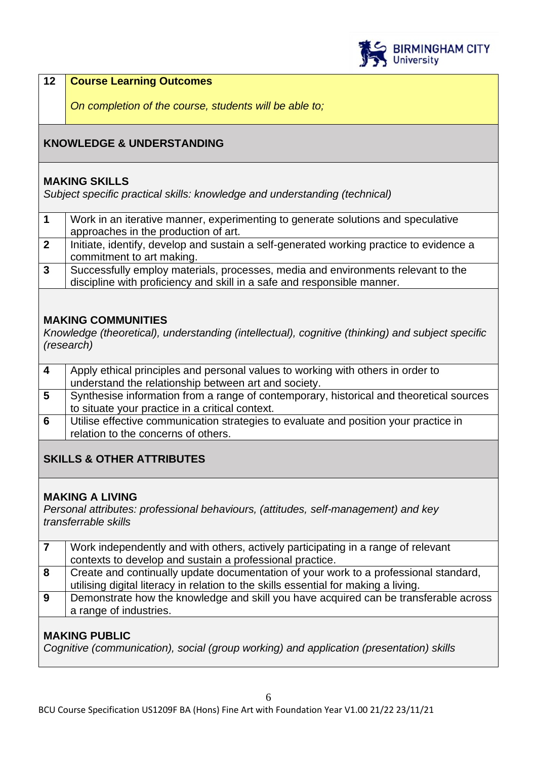| 12 | **Course Learning Outcomes**<br><br>*On completion of the course, students will be able to;* |
|---|---|

## KNOWLEDGE & UNDERSTANDING

### MAKING SKILLS

*Subject specific practical skills: knowledge and understanding (technical)*

| | |
|---|---|
| 1 | Work in an iterative manner, experimenting to generate solutions and speculative approaches in the production of art. |
| 2 | Initiate, identify, develop and sustain a self-generated working practice to evidence a commitment to art making. |
| 3 | Successfully employ materials, processes, media and environments relevant to the discipline with proficiency and skill in a safe and responsible manner. |

### MAKING COMMUNITIES

*Knowledge (theoretical), understanding (intellectual), cognitive (thinking) and subject specific (research)*

| | |
|---|---|
| 4 | Apply ethical principles and personal values to working with others in order to understand the relationship between art and society. |
| 5 | Synthesise information from a range of contemporary, historical and theoretical sources to situate your practice in a critical context. |
| 6 | Utilise effective communication strategies to evaluate and position your practice in relation to the concerns of others. |

## SKILLS & OTHER ATTRIBUTES

### MAKING A LIVING

*Personal attributes: professional behaviours, (attitudes, self-management) and key transferrable skills*

| | |
|---|---|
| 7 | Work independently and with others, actively participating in a range of relevant contexts to develop and sustain a professional practice. |
| 8 | Create and continually update documentation of your work to a professional standard, utilising digital literacy in relation to the skills essential for making a living. |
| 9 | Demonstrate how the knowledge and skill you have acquired can be transferable across a range of industries. |

### MAKING PUBLIC

*Cognitive (communication), social (group working) and application (presentation) skills*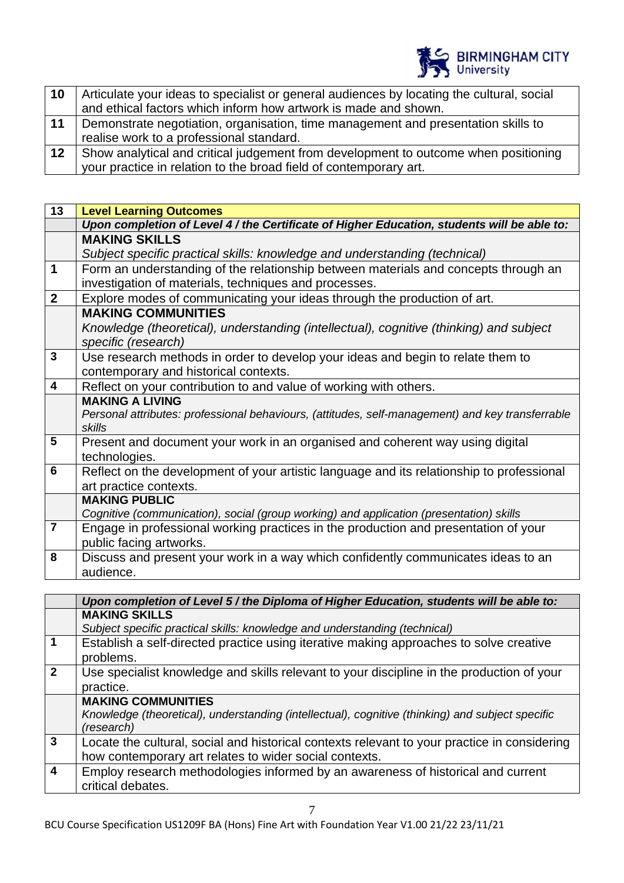| | |
|---|---|
| 10 | Articulate your ideas to specialist or general audiences by locating the cultural, social and ethical factors which inform how artwork is made and shown. |
| 11 | Demonstrate negotiation, organisation, time management and presentation skills to realise work to a professional standard. |
| 12 | Show analytical and critical judgement from development to outcome when positioning your practice in relation to the broad field of contemporary art. |

| 13 | **Level Learning Outcomes** |
|---|---|
| | ***Upon completion of Level 4 / the Certificate of Higher Education, students will be able to:*** |
| | **MAKING SKILLS**<br>*Subject specific practical skills: knowledge and understanding (technical)* |
| **1** | Form an understanding of the relationship between materials and concepts through an investigation of materials, techniques and processes. |
| **2** | Explore modes of communicating your ideas through the production of art. |
| | **MAKING COMMUNITIES**<br>*Knowledge (theoretical), understanding (intellectual), cognitive (thinking) and subject specific (research)* |
| **3** | Use research methods in order to develop your ideas and begin to relate them to contemporary and historical contexts. |
| **4** | Reflect on your contribution to and value of working with others. |
| | **MAKING A LIVING**<br>*Personal attributes: professional behaviours, (attitudes, self-management) and key transferrable skills* |
| **5** | Present and document your work in an organised and coherent way using digital technologies. |
| **6** | Reflect on the development of your artistic language and its relationship to professional art practice contexts. |
| | **MAKING PUBLIC**<br>*Cognitive (communication), social (group working) and application (presentation) skills* |
| **7** | Engage in professional working practices in the production and presentation of your public facing artworks. |
| **8** | Discuss and present your work in a way which confidently communicates ideas to an audience. |

| | ***Upon completion of Level 5 / the Diploma of Higher Education, students will be able to:*** |
|---|---|
| | **MAKING SKILLS**<br>*Subject specific practical skills: knowledge and understanding (technical)* |
| **1** | Establish a self-directed practice using iterative making approaches to solve creative problems. |
| **2** | Use specialist knowledge and skills relevant to your discipline in the production of your practice. |
| | **MAKING COMMUNITIES**<br>*Knowledge (theoretical), understanding (intellectual), cognitive (thinking) and subject specific (research)* |
| **3** | Locate the cultural, social and historical contexts relevant to your practice in considering how contemporary art relates to wider social contexts. |
| **4** | Employ research methodologies informed by an awareness of historical and current critical debates. |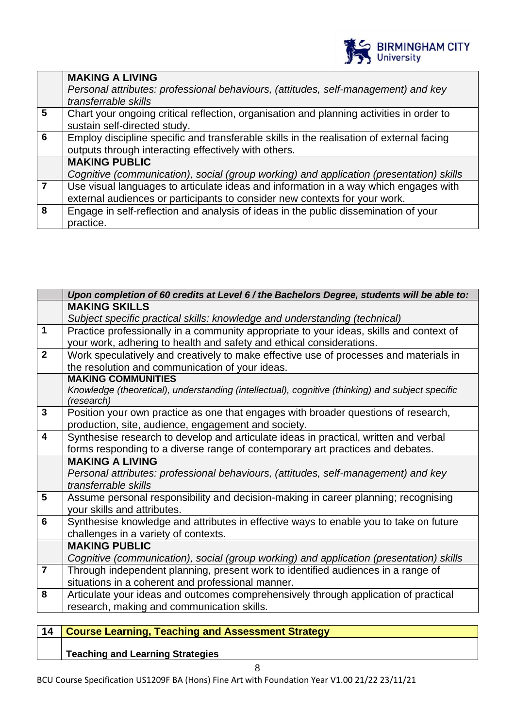| | MAKING A LIVING<br>*Personal attributes: professional behaviours, (attitudes, self-management) and key transferrable skills* |
|---|---|
| **5** | Chart your ongoing critical reflection, organisation and planning activities in order to sustain self-directed study. |
| **6** | Employ discipline specific and transferable skills in the realisation of external facing outputs through interacting effectively with others. |
| | **MAKING PUBLIC**<br>*Cognitive (communication), social (group working) and application (presentation) skills* |
| **7** | Use visual languages to articulate ideas and information in a way which engages with external audiences or participants to consider new contexts for your work. |
| **8** | Engage in self-reflection and analysis of ideas in the public dissemination of your practice. |

| | *Upon completion of 60 credits at Level 6 / the Bachelors Degree, students will be able to:* |
|---|---|
| | **MAKING SKILLS**<br>*Subject specific practical skills: knowledge and understanding (technical)* |
| **1** | Practice professionally in a community appropriate to your ideas, skills and context of your work, adhering to health and safety and ethical considerations. |
| **2** | Work speculatively and creatively to make effective use of processes and materials in the resolution and communication of your ideas. |
| | **MAKING COMMUNITIES**<br>*Knowledge (theoretical), understanding (intellectual), cognitive (thinking) and subject specific (research)* |
| **3** | Position your own practice as one that engages with broader questions of research, production, site, audience, engagement and society. |
| **4** | Synthesise research to develop and articulate ideas in practical, written and verbal forms responding to a diverse range of contemporary art practices and debates. |
| | **MAKING A LIVING**<br>*Personal attributes: professional behaviours, (attitudes, self-management) and key transferrable skills* |
| **5** | Assume personal responsibility and decision-making in career planning; recognising your skills and attributes. |
| **6** | Synthesise knowledge and attributes in effective ways to enable you to take on future challenges in a variety of contexts. |
| | **MAKING PUBLIC**<br>*Cognitive (communication), social (group working) and application (presentation) skills* |
| **7** | Through independent planning, present work to identified audiences in a range of situations in a coherent and professional manner. |
| **8** | Articulate your ideas and outcomes comprehensively through application of practical research, making and communication skills. |

| 14 | Course Learning, Teaching and Assessment Strategy |
|---|---|
| | **Teaching and Learning Strategies** |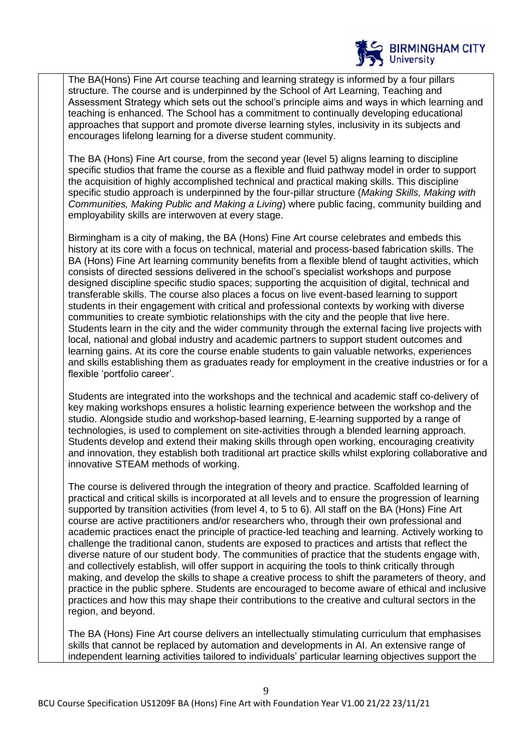The BA(Hons) Fine Art course teaching and learning strategy is informed by a four pillars structure. The course and is underpinned by the School of Art Learning, Teaching and Assessment Strategy which sets out the school's principle aims and ways in which learning and teaching is enhanced. The School has a commitment to continually developing educational approaches that support and promote diverse learning styles, inclusivity in its subjects and encourages lifelong learning for a diverse student community.

The BA (Hons) Fine Art course, from the second year (level 5) aligns learning to discipline specific studios that frame the course as a flexible and fluid pathway model in order to support the acquisition of highly accomplished technical and practical making skills. This discipline specific studio approach is underpinned by the four-pillar structure (*Making Skills, Making with Communities, Making Public and Making a Living*) where public facing, community building and employability skills are interwoven at every stage.

Birmingham is a city of making, the BA (Hons) Fine Art course celebrates and embeds this history at its core with a focus on technical, material and process-based fabrication skills. The BA (Hons) Fine Art learning community benefits from a flexible blend of taught activities, which consists of directed sessions delivered in the school's specialist workshops and purpose designed discipline specific studio spaces; supporting the acquisition of digital, technical and transferable skills. The course also places a focus on live event-based learning to support students in their engagement with critical and professional contexts by working with diverse communities to create symbiotic relationships with the city and the people that live here. Students learn in the city and the wider community through the external facing live projects with local, national and global industry and academic partners to support student outcomes and learning gains. At its core the course enable students to gain valuable networks, experiences and skills establishing them as graduates ready for employment in the creative industries or for a flexible 'portfolio career'.

Students are integrated into the workshops and the technical and academic staff co-delivery of key making workshops ensures a holistic learning experience between the workshop and the studio. Alongside studio and workshop-based learning, E-learning supported by a range of technologies, is used to complement on site-activities through a blended learning approach. Students develop and extend their making skills through open working, encouraging creativity and innovation, they establish both traditional art practice skills whilst exploring collaborative and innovative STEAM methods of working.

The course is delivered through the integration of theory and practice. Scaffolded learning of practical and critical skills is incorporated at all levels and to ensure the progression of learning supported by transition activities (from level 4, to 5 to 6). All staff on the BA (Hons) Fine Art course are active practitioners and/or researchers who, through their own professional and academic practices enact the principle of practice-led teaching and learning. Actively working to challenge the traditional canon, students are exposed to practices and artists that reflect the diverse nature of our student body. The communities of practice that the students engage with, and collectively establish, will offer support in acquiring the tools to think critically through making, and develop the skills to shape a creative process to shift the parameters of theory, and practice in the public sphere. Students are encouraged to become aware of ethical and inclusive practices and how this may shape their contributions to the creative and cultural sectors in the region, and beyond.

The BA (Hons) Fine Art course delivers an intellectually stimulating curriculum that emphasises skills that cannot be replaced by automation and developments in AI. An extensive range of independent learning activities tailored to individuals' particular learning objectives support the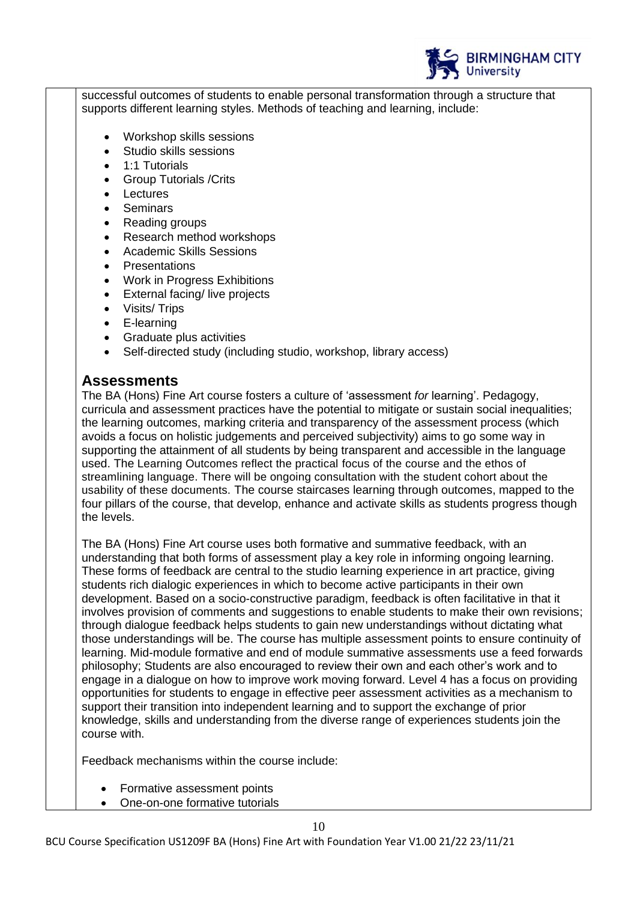successful outcomes of students to enable personal transformation through a structure that supports different learning styles. Methods of teaching and learning, include:

- Workshop skills sessions
- Studio skills sessions
- 1:1 Tutorials
- Group Tutorials /Crits
- Lectures
- Seminars
- Reading groups
- Research method workshops
- Academic Skills Sessions
- Presentations
- Work in Progress Exhibitions
- External facing/ live projects
- Visits/ Trips
- E-learning
- Graduate plus activities
- Self-directed study (including studio, workshop, library access)

## Assessments

The BA (Hons) Fine Art course fosters a culture of 'assessment *for* learning'. Pedagogy, curricula and assessment practices have the potential to mitigate or sustain social inequalities; the learning outcomes, marking criteria and transparency of the assessment process (which avoids a focus on holistic judgements and perceived subjectivity) aims to go some way in supporting the attainment of all students by being transparent and accessible in the language used. The Learning Outcomes reflect the practical focus of the course and the ethos of streamlining language. There will be ongoing consultation with the student cohort about the usability of these documents. The course staircases learning through outcomes, mapped to the four pillars of the course, that develop, enhance and activate skills as students progress though the levels.

The BA (Hons) Fine Art course uses both formative and summative feedback, with an understanding that both forms of assessment play a key role in informing ongoing learning. These forms of feedback are central to the studio learning experience in art practice, giving students rich dialogic experiences in which to become active participants in their own development. Based on a socio-constructive paradigm, feedback is often facilitative in that it involves provision of comments and suggestions to enable students to make their own revisions; through dialogue feedback helps students to gain new understandings without dictating what those understandings will be. The course has multiple assessment points to ensure continuity of learning. Mid-module formative and end of module summative assessments use a feed forwards philosophy; Students are also encouraged to review their own and each other's work and to engage in a dialogue on how to improve work moving forward. Level 4 has a focus on providing opportunities for students to engage in effective peer assessment activities as a mechanism to support their transition into independent learning and to support the exchange of prior knowledge, skills and understanding from the diverse range of experiences students join the course with.

Feedback mechanisms within the course include:

- Formative assessment points
- One-on-one formative tutorials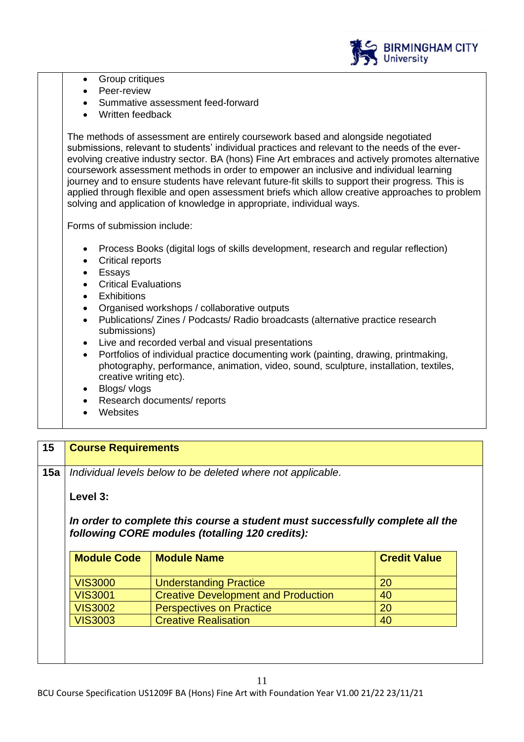- Group critiques
- Peer-review
- Summative assessment feed-forward
- Written feedback

The methods of assessment are entirely coursework based and alongside negotiated submissions, relevant to students' individual practices and relevant to the needs of the ever-evolving creative industry sector. BA (hons) Fine Art embraces and actively promotes alternative coursework assessment methods in order to empower an inclusive and individual learning journey and to ensure students have relevant future-fit skills to support their progress. This is applied through flexible and open assessment briefs which allow creative approaches to problem solving and application of knowledge in appropriate, individual ways.

Forms of submission include:

- Process Books (digital logs of skills development, research and regular reflection)
- Critical reports
- Essays
- Critical Evaluations
- Exhibitions
- Organised workshops / collaborative outputs
- Publications/ Zines / Podcasts/ Radio broadcasts (alternative practice research submissions)
- Live and recorded verbal and visual presentations
- Portfolios of individual practice documenting work (painting, drawing, printmaking, photography, performance, animation, video, sound, sculpture, installation, textiles, creative writing etc).
- Blogs/ vlogs
- Research documents/ reports
- Websites

## 15 Course Requirements

**15a** *Individual levels below to be deleted where not applicable.*

**Level 3:**

***In order to complete this course a student must successfully complete all the following CORE modules (totalling 120 credits):***

| Module Code | Module Name | Credit Value |
|---|---|---|
| VIS3000 | Understanding Practice | 20 |
| VIS3001 | Creative Development and Production | 40 |
| VIS3002 | Perspectives on Practice | 20 |
| VIS3003 | Creative Realisation | 40 |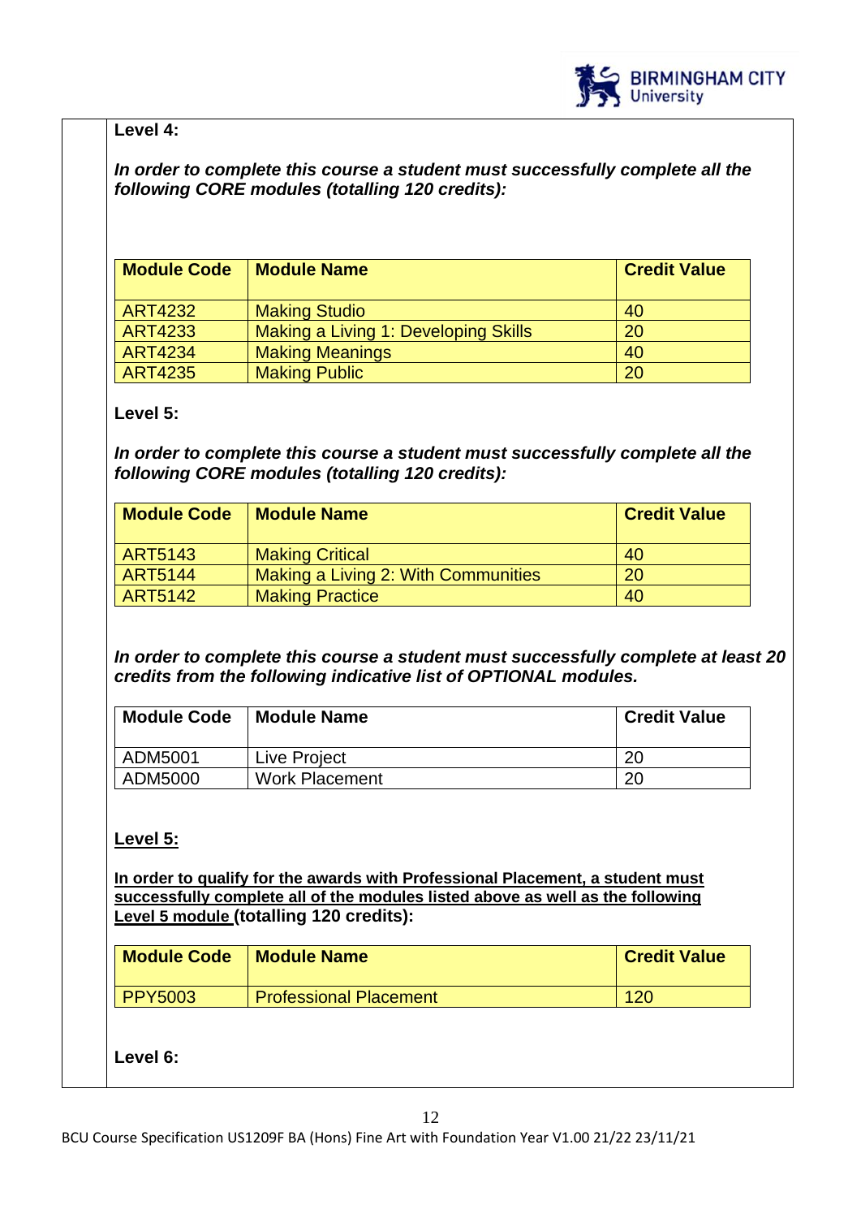**Level 4:**

***In order to complete this course a student must successfully complete all the following CORE modules (totalling 120 credits):***

| Module Code | Module Name | Credit Value |
|---|---|---|
| ART4232 | Making Studio | 40 |
| ART4233 | Making a Living 1: Developing Skills | 20 |
| ART4234 | Making Meanings | 40 |
| ART4235 | Making Public | 20 |

**Level 5:**

***In order to complete this course a student must successfully complete all the following CORE modules (totalling 120 credits):***

| Module Code | Module Name | Credit Value |
|---|---|---|
| ART5143 | Making Critical | 40 |
| ART5144 | Making a Living 2: With Communities | 20 |
| ART5142 | Making Practice | 40 |

***In order to complete this course a student must successfully complete at least 20 credits from the following indicative list of OPTIONAL modules.***

| Module Code | Module Name | Credit Value |
|---|---|---|
| ADM5001 | Live Project | 20 |
| ADM5000 | Work Placement | 20 |

**Level 5:**

**In order to qualify for the awards with Professional Placement, a student must successfully complete all of the modules listed above as well as the following Level 5 module (totalling 120 credits):**

| Module Code | Module Name | Credit Value |
|---|---|---|
| PPY5003 | Professional Placement | 120 |

**Level 6:**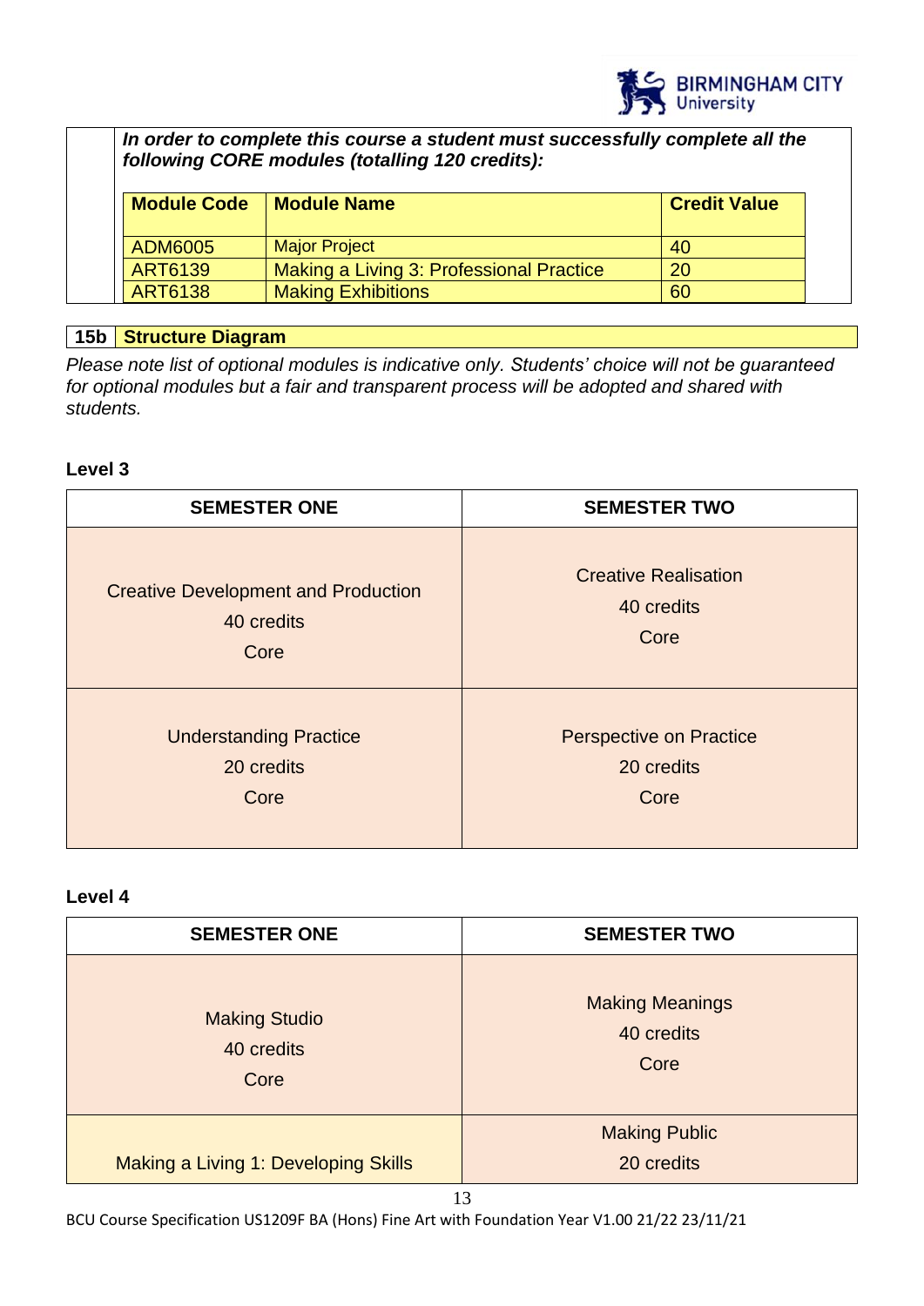*In order to complete this course a student must successfully complete all the following CORE modules (totalling 120 credits):*

| Module Code | Module Name | Credit Value |
|---|---|---|
| ADM6005 | Major Project | 40 |
| ART6139 | Making a Living 3: Professional Practice | 20 |
| ART6138 | Making Exhibitions | 60 |

## 15b Structure Diagram

*Please note list of optional modules is indicative only. Students' choice will not be guaranteed for optional modules but a fair and transparent process will be adopted and shared with students.*

### Level 3

| SEMESTER ONE | SEMESTER TWO |
|---|---|
| Creative Development and Production<br>40 credits<br>Core | Creative Realisation<br>40 credits<br>Core |
| Understanding Practice<br>20 credits<br>Core | Perspective on Practice<br>20 credits<br>Core |

### Level 4

| SEMESTER ONE | SEMESTER TWO |
|---|---|
| Making Studio<br>40 credits<br>Core | Making Meanings<br>40 credits<br>Core |
| Making a Living 1: Developing Skills | Making Public<br>20 credits |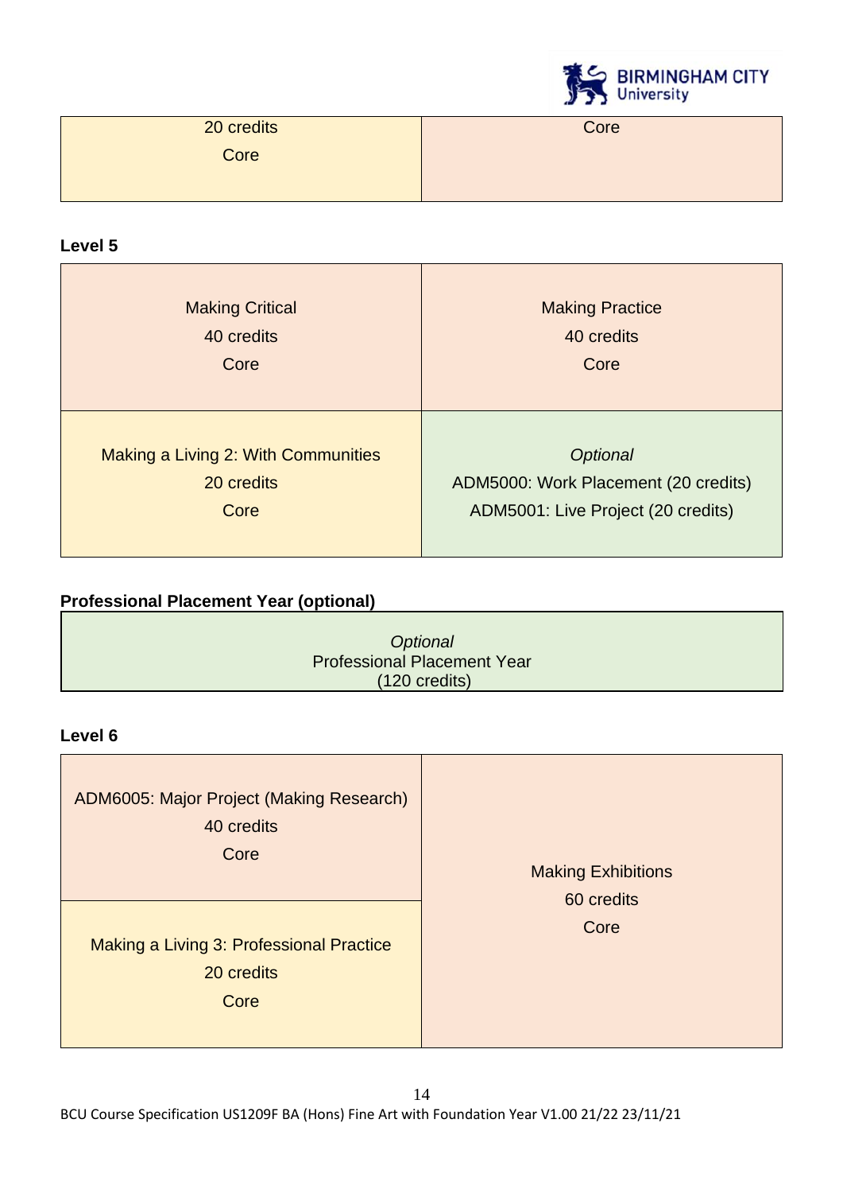| | |
|---|---|
| 20 credits<br>Core | Core |

**Level 5**

| | |
|---|---|
| Making Critical<br>40 credits<br>Core | Making Practice<br>40 credits<br>Core |
| Making a Living 2: With Communities<br>20 credits<br>Core | *Optional*<br>ADM5000: Work Placement (20 credits)<br>ADM5001: Live Project (20 credits) |

**Professional Placement Year (optional)**

| |
|---|
| *Optional*<br>Professional Placement Year<br>(120 credits) |

**Level 6**

| | |
|---|---|
| ADM6005: Major Project (Making Research)<br>40 credits<br>Core | Making Exhibitions<br>60 credits<br>Core |
| Making a Living 3: Professional Practice<br>20 credits<br>Core | |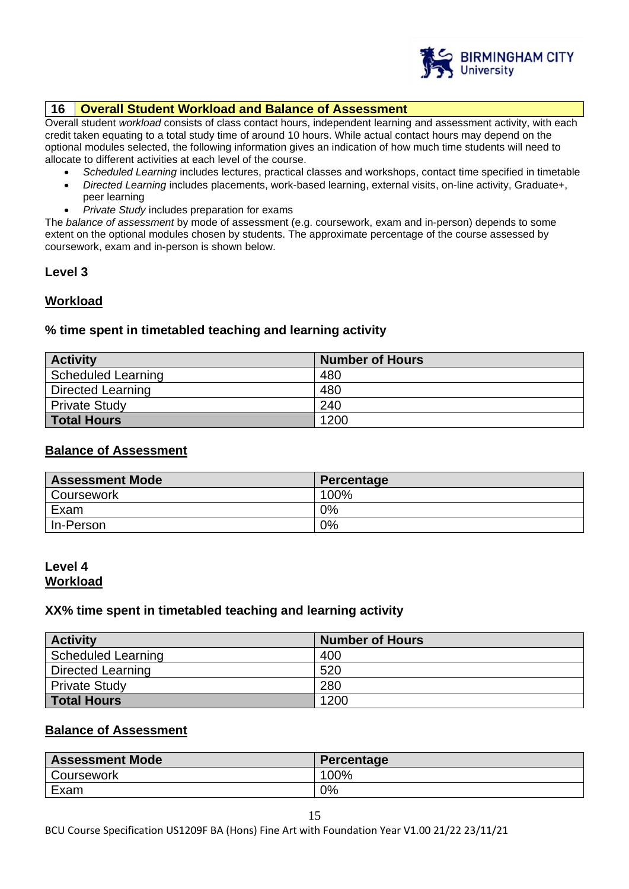## 16 Overall Student Workload and Balance of Assessment

Overall student *workload* consists of class contact hours, independent learning and assessment activity, with each credit taken equating to a total study time of around 10 hours. While actual contact hours may depend on the optional modules selected, the following information gives an indication of how much time students will need to allocate to different activities at each level of the course.

- *Scheduled Learning* includes lectures, practical classes and workshops, contact time specified in timetable
- *Directed Learning* includes placements, work-based learning, external visits, on-line activity, Graduate+, peer learning
- *Private Study* includes preparation for exams

The *balance of assessment* by mode of assessment (e.g. coursework, exam and in-person) depends to some extent on the optional modules chosen by students. The approximate percentage of the course assessed by coursework, exam and in-person is shown below.

### Level 3

**Workload**

**% time spent in timetabled teaching and learning activity**

| Activity | Number of Hours |
|---|---|
| Scheduled Learning | 480 |
| Directed Learning | 480 |
| Private Study | 240 |
| **Total Hours** | 1200 |

**Balance of Assessment**

| Assessment Mode | Percentage |
|---|---|
| Coursework | 100% |
| Exam | 0% |
| In-Person | 0% |

### Level 4

**Workload**

**XX% time spent in timetabled teaching and learning activity**

| Activity | Number of Hours |
|---|---|
| Scheduled Learning | 400 |
| Directed Learning | 520 |
| Private Study | 280 |
| **Total Hours** | 1200 |

**Balance of Assessment**

| Assessment Mode | Percentage |
|---|---|
| Coursework | 100% |
| Exam | 0% |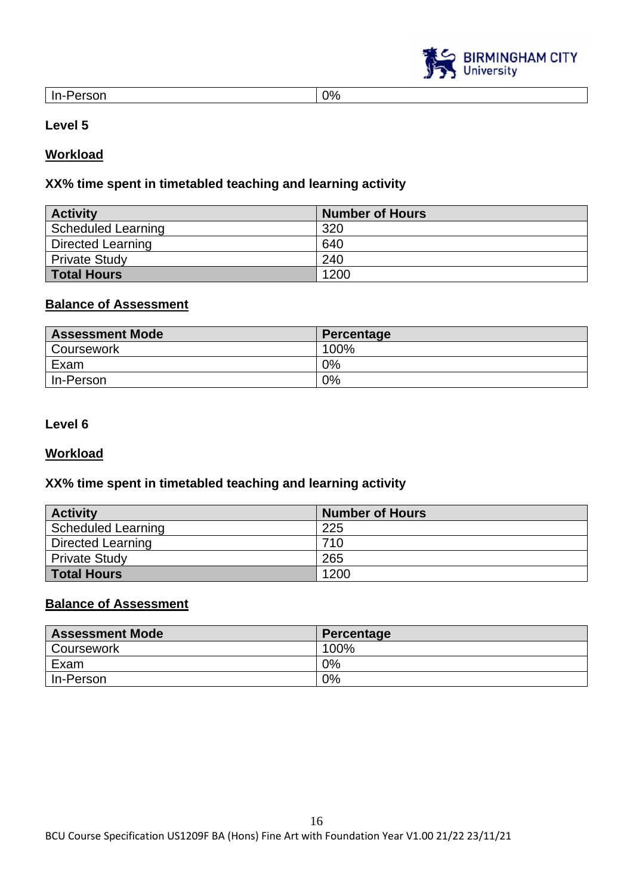| | |
|---|---|
| In-Person | 0% |

**Level 5**

**Workload**

**XX% time spent in timetabled teaching and learning activity**

| Activity | Number of Hours |
|---|---|
| Scheduled Learning | 320 |
| Directed Learning | 640 |
| Private Study | 240 |
| **Total Hours** | 1200 |

**Balance of Assessment**

| Assessment Mode | Percentage |
|---|---|
| Coursework | 100% |
| Exam | 0% |
| In-Person | 0% |

**Level 6**

**Workload**

**XX% time spent in timetabled teaching and learning activity**

| Activity | Number of Hours |
|---|---|
| Scheduled Learning | 225 |
| Directed Learning | 710 |
| Private Study | 265 |
| **Total Hours** | 1200 |

**Balance of Assessment**

| Assessment Mode | Percentage |
|---|---|
| Coursework | 100% |
| Exam | 0% |
| In-Person | 0% |